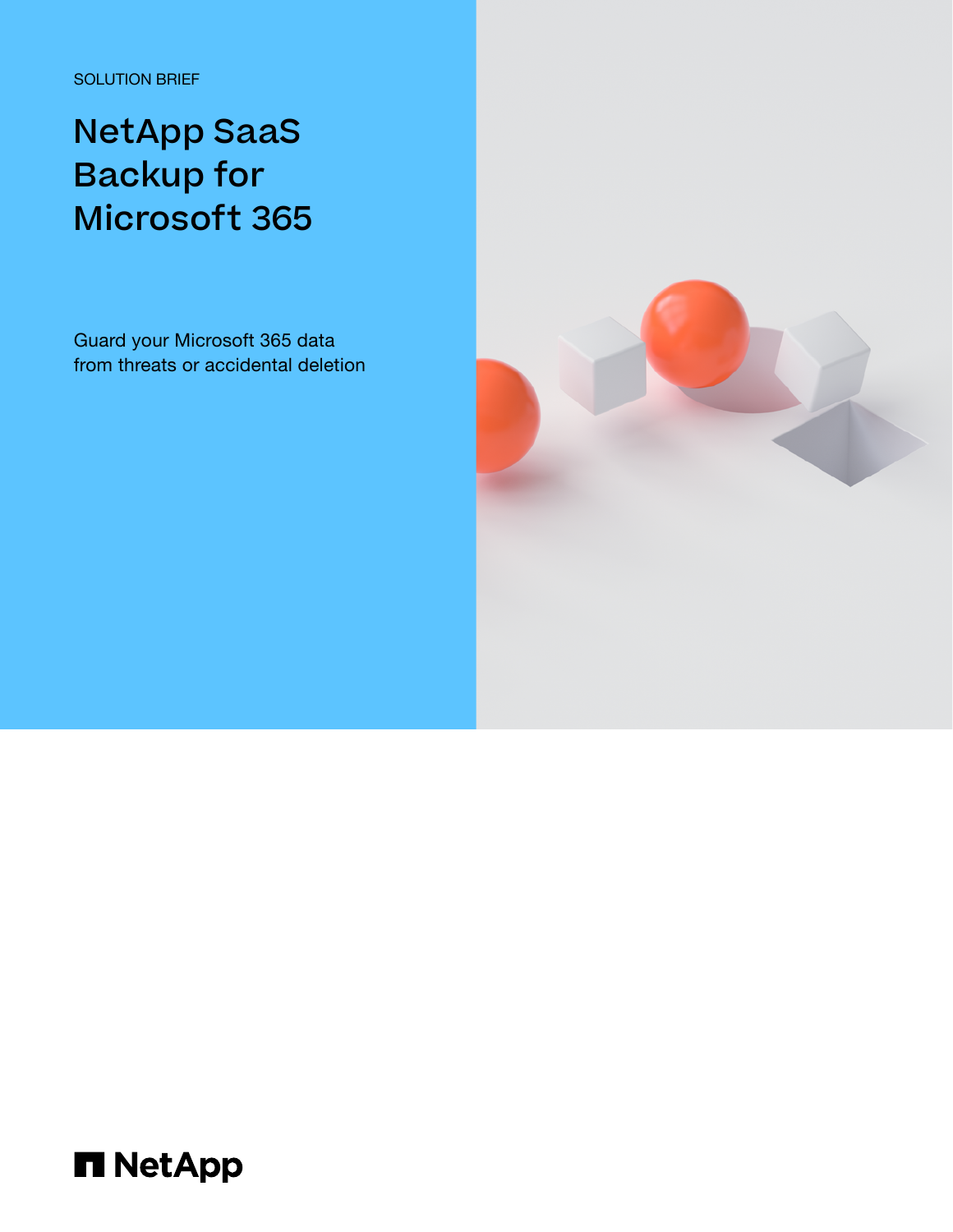SOLUTION BRIEF

# NetApp SaaS Backup for Microsoft 365

Guard your Microsoft 365 data from threats or accidental deletion

NetApp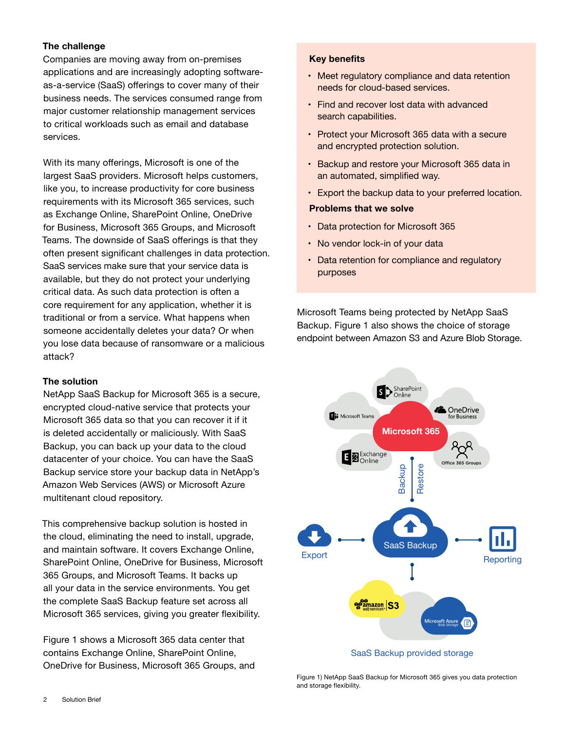### The challenge

Companies are moving away from on-premises applications and are increasingly adopting software-as-a-service (SaaS) offerings to cover many of their business needs. The services consumed range from major customer relationship management services to critical workloads such as email and database services.

With its many offerings, Microsoft is one of the largest SaaS providers. Microsoft helps customers, like you, to increase productivity for core business requirements with its Microsoft 365 services, such as Exchange Online, SharePoint Online, OneDrive for Business, Microsoft 365 Groups, and Microsoft Teams. The downside of SaaS offerings is that they often present significant challenges in data protection. SaaS services make sure that your service data is available, but they do not protect your underlying critical data. As such data protection is often a core requirement for any application, whether it is traditional or from a service. What happens when someone accidentally deletes your data? Or when you lose data because of ransomware or a malicious attack?

### The solution

NetApp SaaS Backup for Microsoft 365 is a secure, encrypted cloud-native service that protects your Microsoft 365 data so that you can recover it if it is deleted accidentally or maliciously. With SaaS Backup, you can back up your data to the cloud datacenter of your choice. You can have the SaaS Backup service store your backup data in NetApp's Amazon Web Services (AWS) or Microsoft Azure multitenant cloud repository.

This comprehensive backup solution is hosted in the cloud, eliminating the need to install, upgrade, and maintain software. It covers Exchange Online, SharePoint Online, OneDrive for Business, Microsoft 365 Groups, and Microsoft Teams. It backs up all your data in the service environments. You get the complete SaaS Backup feature set across all Microsoft 365 services, giving you greater flexibility.

Figure 1 shows a Microsoft 365 data center that contains Exchange Online, SharePoint Online, OneDrive for Business, Microsoft 365 Groups, and Microsoft Teams being protected by NetApp SaaS Backup. Figure 1 also shows the choice of storage endpoint between Amazon S3 and Azure Blob Storage.

### Key benefits

- Meet regulatory compliance and data retention needs for cloud-based services.
- Find and recover lost data with advanced search capabilities.
- Protect your Microsoft 365 data with a secure and encrypted protection solution.
- Backup and restore your Microsoft 365 data in an automated, simplified way.
- Export the backup data to your preferred location.

### Problems that we solve

- Data protection for Microsoft 365
- No vendor lock-in of your data
- Data retention for compliance and regulatory purposes

Figure 1) NetApp SaaS Backup for Microsoft 365 gives you data protection and storage flexibility.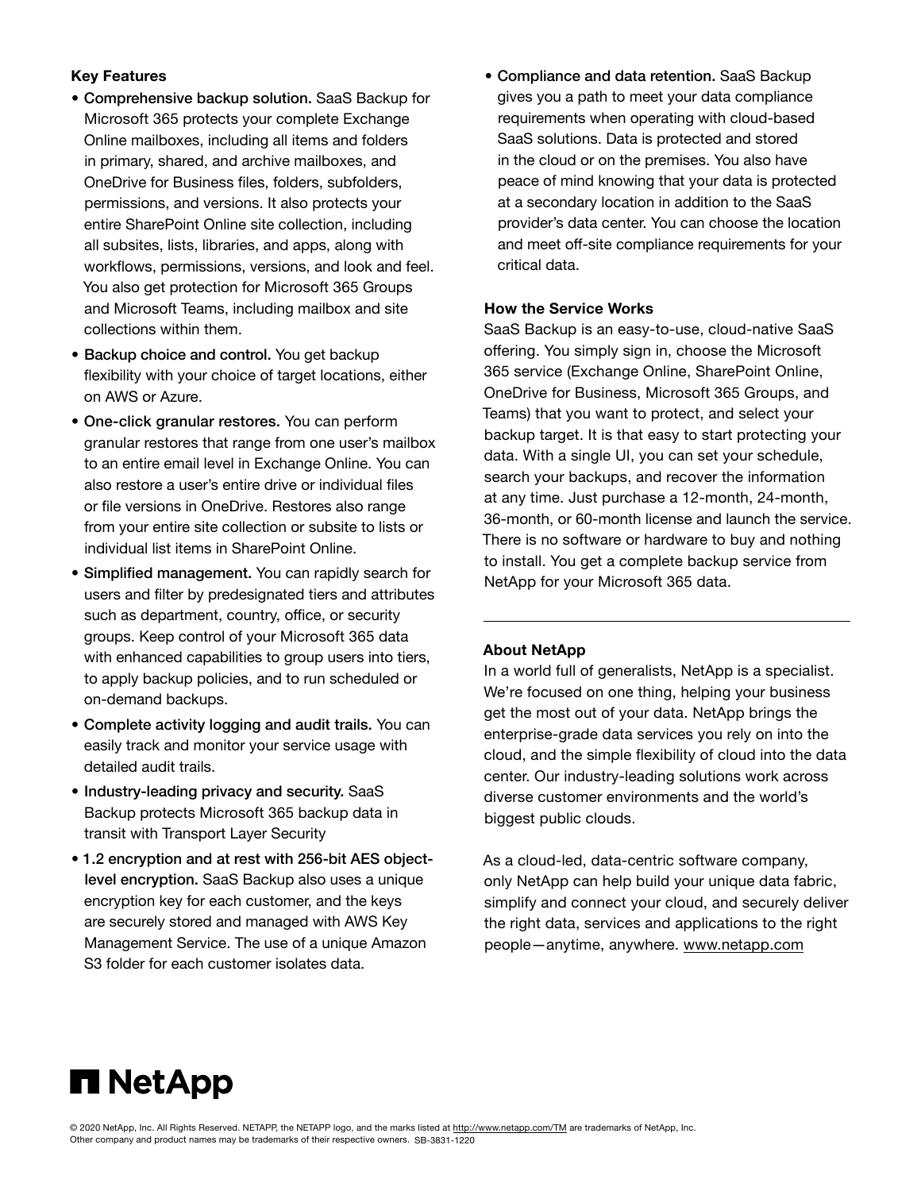### Key Features

- **Comprehensive backup solution.** SaaS Backup for Microsoft 365 protects your complete Exchange Online mailboxes, including all items and folders in primary, shared, and archive mailboxes, and OneDrive for Business files, folders, subfolders, permissions, and versions. It also protects your entire SharePoint Online site collection, including all subsites, lists, libraries, and apps, along with workflows, permissions, versions, and look and feel. You also get protection for Microsoft 365 Groups and Microsoft Teams, including mailbox and site collections within them.
- **Backup choice and control.** You get backup flexibility with your choice of target locations, either on AWS or Azure.
- **One-click granular restores.** You can perform granular restores that range from one user's mailbox to an entire email level in Exchange Online. You can also restore a user's entire drive or individual files or file versions in OneDrive. Restores also range from your entire site collection or subsite to lists or individual list items in SharePoint Online.
- **Simplified management.** You can rapidly search for users and filter by predesignated tiers and attributes such as department, country, office, or security groups. Keep control of your Microsoft 365 data with enhanced capabilities to group users into tiers, to apply backup policies, and to run scheduled or on-demand backups.
- **Complete activity logging and audit trails.** You can easily track and monitor your service usage with detailed audit trails.
- **Industry-leading privacy and security.** SaaS Backup protects Microsoft 365 backup data in transit with Transport Layer Security
- **1.2 encryption and at rest with 256-bit AES object-level encryption.** SaaS Backup also uses a unique encryption key for each customer, and the keys are securely stored and managed with AWS Key Management Service. The use of a unique Amazon S3 folder for each customer isolates data.
- **Compliance and data retention.** SaaS Backup gives you a path to meet your data compliance requirements when operating with cloud-based SaaS solutions. Data is protected and stored in the cloud or on the premises. You also have peace of mind knowing that your data is protected at a secondary location in addition to the SaaS provider's data center. You can choose the location and meet off-site compliance requirements for your critical data.

### How the Service Works

SaaS Backup is an easy-to-use, cloud-native SaaS offering. You simply sign in, choose the Microsoft 365 service (Exchange Online, SharePoint Online, OneDrive for Business, Microsoft 365 Groups, and Teams) that you want to protect, and select your backup target. It is that easy to start protecting your data. With a single UI, you can set your schedule, search your backups, and recover the information at any time. Just purchase a 12-month, 24-month, 36-month, or 60-month license and launch the service. There is no software or hardware to buy and nothing to install. You get a complete backup service from NetApp for your Microsoft 365 data.

---

### About NetApp

In a world full of generalists, NetApp is a specialist. We're focused on one thing, helping your business get the most out of your data. NetApp brings the enterprise-grade data services you rely on into the cloud, and the simple flexibility of cloud into the data center. Our industry-leading solutions work across diverse customer environments and the world's biggest public clouds.

As a cloud-led, data-centric software company, only NetApp can help build your unique data fabric, simplify and connect your cloud, and securely deliver the right data, services and applications to the right people—anytime, anywhere. www.netapp.com

NetApp

© 2020 NetApp, Inc. All Rights Reserved. NETAPP, the NETAPP logo, and the marks listed at http://www.netapp.com/TM are trademarks of NetApp, Inc. Other company and product names may be trademarks of their respective owners. SB-3831-1220